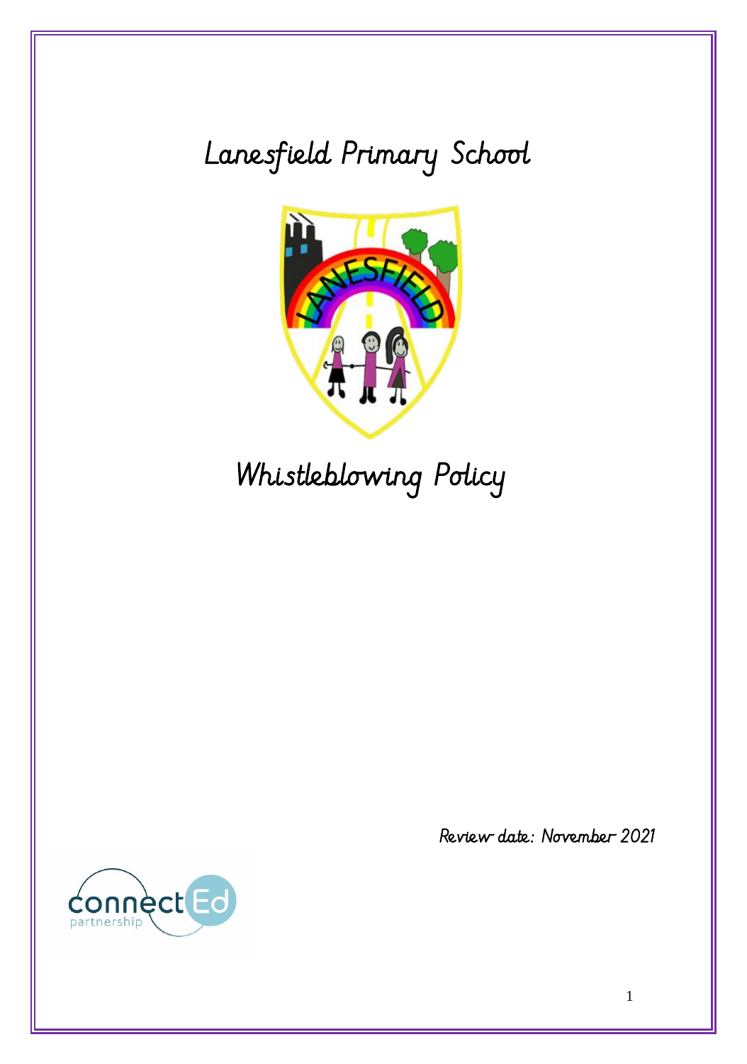# Lanesfield Primary School

# Whistleblowing Policy

Review date: November 2021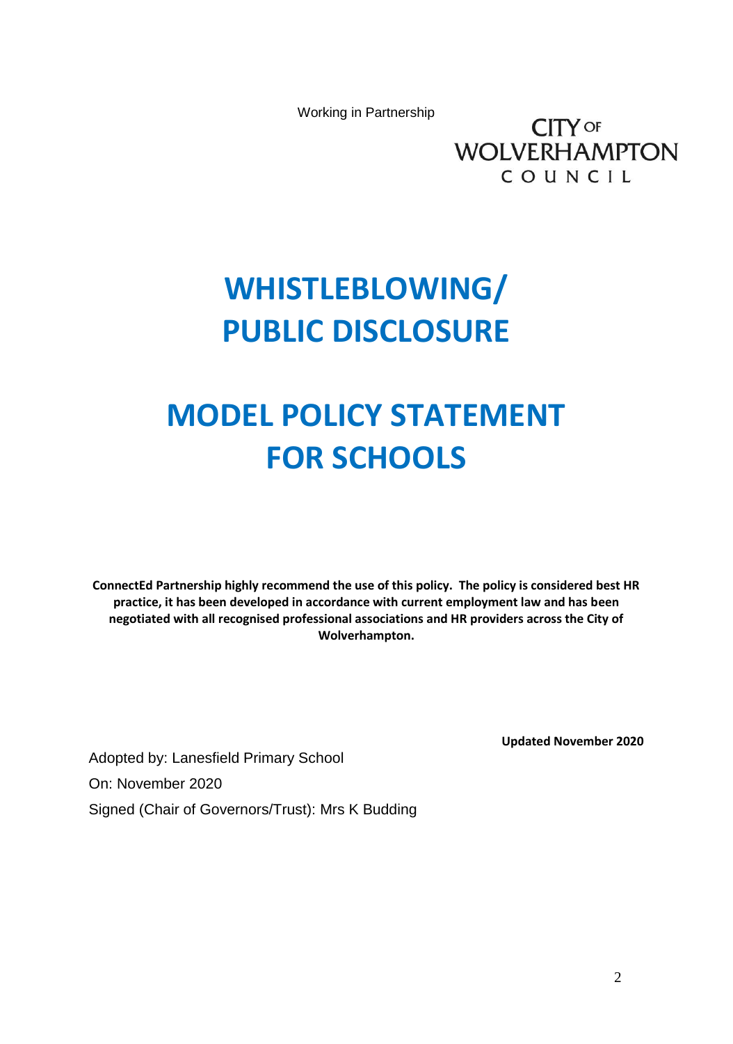Working in Partnership

CITY OF WOLVERHAMPTON COUNCIL

# WHISTLEBLOWING/ PUBLIC DISCLOSURE

# MODEL POLICY STATEMENT FOR SCHOOLS

**ConnectEd Partnership highly recommend the use of this policy. The policy is considered best HR practice, it has been developed in accordance with current employment law and has been negotiated with all recognised professional associations and HR providers across the City of Wolverhampton.**

**Updated November 2020**

Adopted by: Lanesfield Primary School

On: November 2020

Signed (Chair of Governors/Trust): Mrs K Budding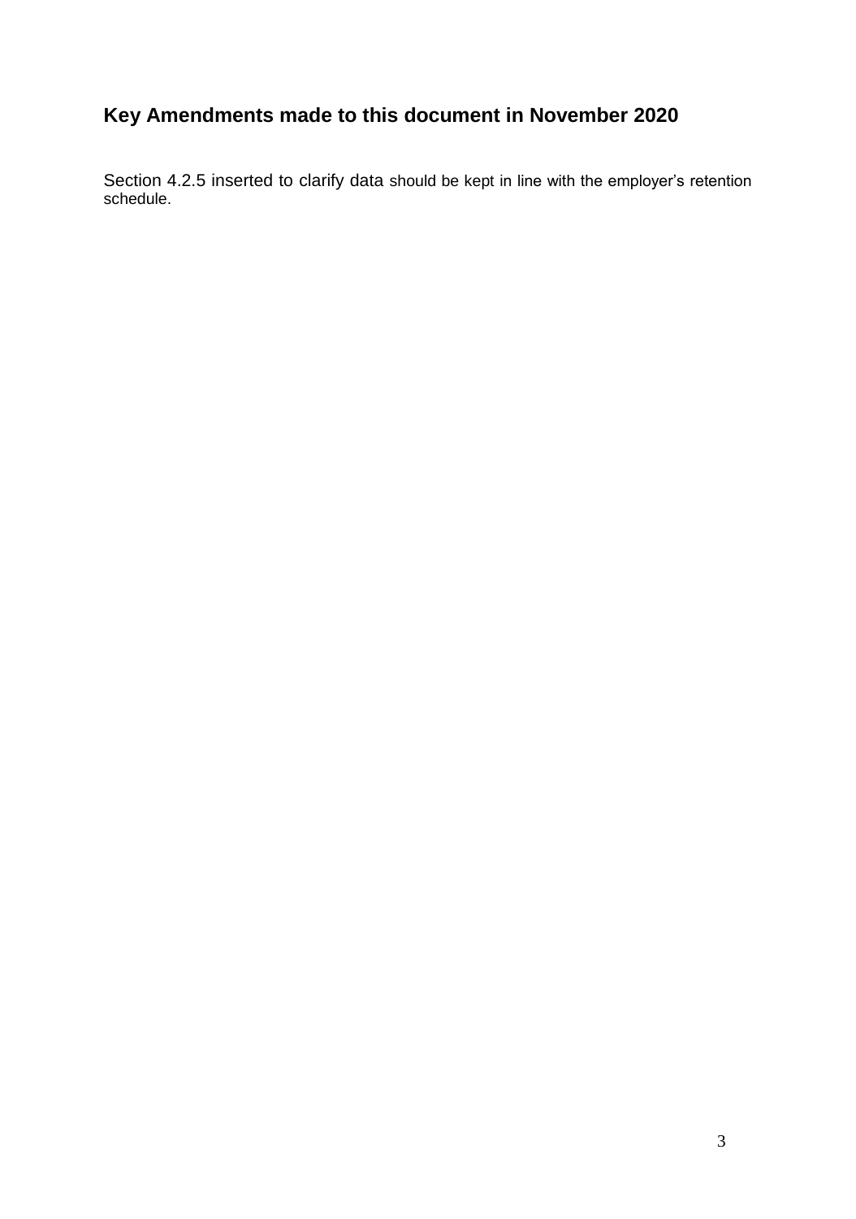## Key Amendments made to this document in November 2020

Section 4.2.5 inserted to clarify data should be kept in line with the employer's retention schedule.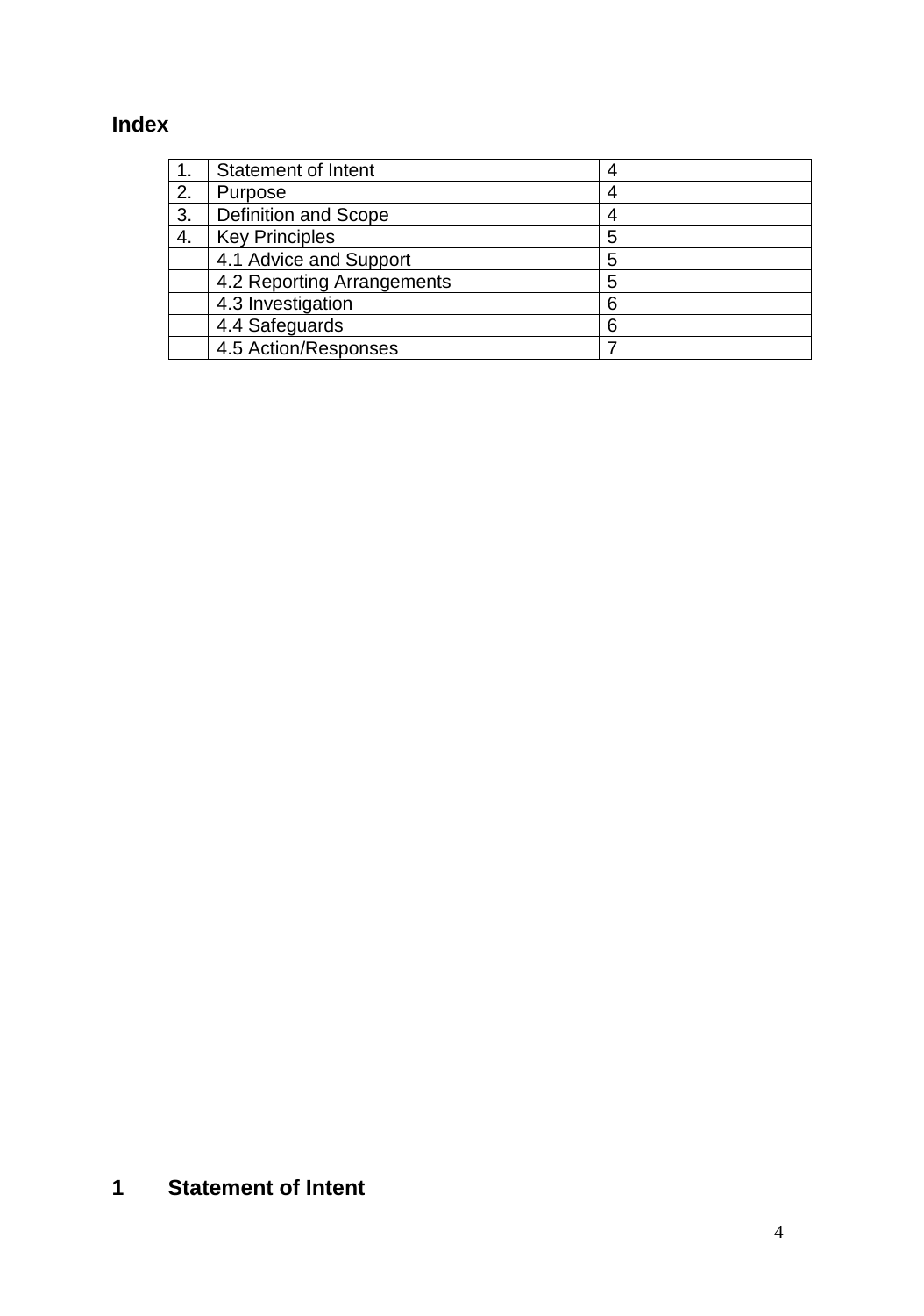## Index

| 1. | Statement of Intent | 4 |
|---|---|---|
| 2. | Purpose | 4 |
| 3. | Definition and Scope | 4 |
| 4. | Key Principles | 5 |
| | 4.1 Advice and Support | 5 |
| | 4.2 Reporting Arrangements | 5 |
| | 4.3 Investigation | 6 |
| | 4.4 Safeguards | 6 |
| | 4.5 Action/Responses | 7 |

## 1 Statement of Intent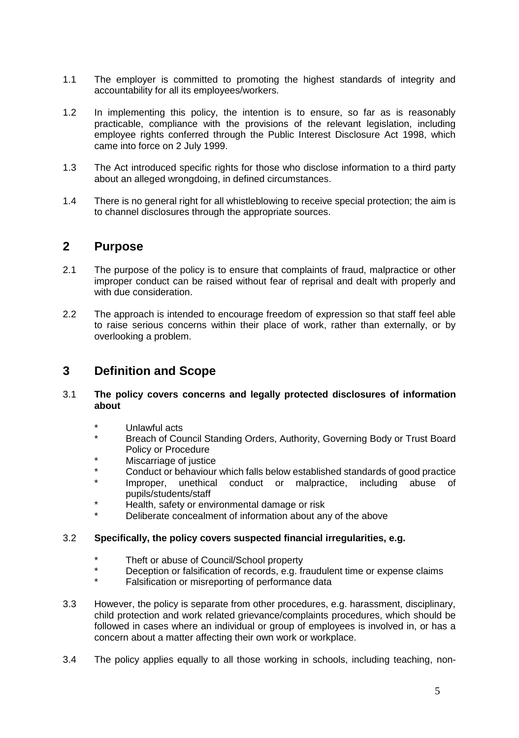1.1 The employer is committed to promoting the highest standards of integrity and accountability for all its employees/workers.

1.2 In implementing this policy, the intention is to ensure, so far as is reasonably practicable, compliance with the provisions of the relevant legislation, including employee rights conferred through the Public Interest Disclosure Act 1998, which came into force on 2 July 1999.

1.3 The Act introduced specific rights for those who disclose information to a third party about an alleged wrongdoing, in defined circumstances.

1.4 There is no general right for all whistleblowing to receive special protection; the aim is to channel disclosures through the appropriate sources.

## 2 Purpose

2.1 The purpose of the policy is to ensure that complaints of fraud, malpractice or other improper conduct can be raised without fear of reprisal and dealt with properly and with due consideration.

2.2 The approach is intended to encourage freedom of expression so that staff feel able to raise serious concerns within their place of work, rather than externally, or by overlooking a problem.

## 3 Definition and Scope

3.1 **The policy covers concerns and legally protected disclosures of information about**

- Unlawful acts
- Breach of Council Standing Orders, Authority, Governing Body or Trust Board Policy or Procedure
- Miscarriage of justice
- Conduct or behaviour which falls below established standards of good practice
- Improper, unethical conduct or malpractice, including abuse of pupils/students/staff
- Health, safety or environmental damage or risk
- Deliberate concealment of information about any of the above

3.2 **Specifically, the policy covers suspected financial irregularities, e.g.**

- Theft or abuse of Council/School property
- Deception or falsification of records, e.g. fraudulent time or expense claims
- Falsification or misreporting of performance data

3.3 However, the policy is separate from other procedures, e.g. harassment, disciplinary, child protection and work related grievance/complaints procedures, which should be followed in cases where an individual or group of employees is involved in, or has a concern about a matter affecting their own work or workplace.

3.4 The policy applies equally to all those working in schools, including teaching, non-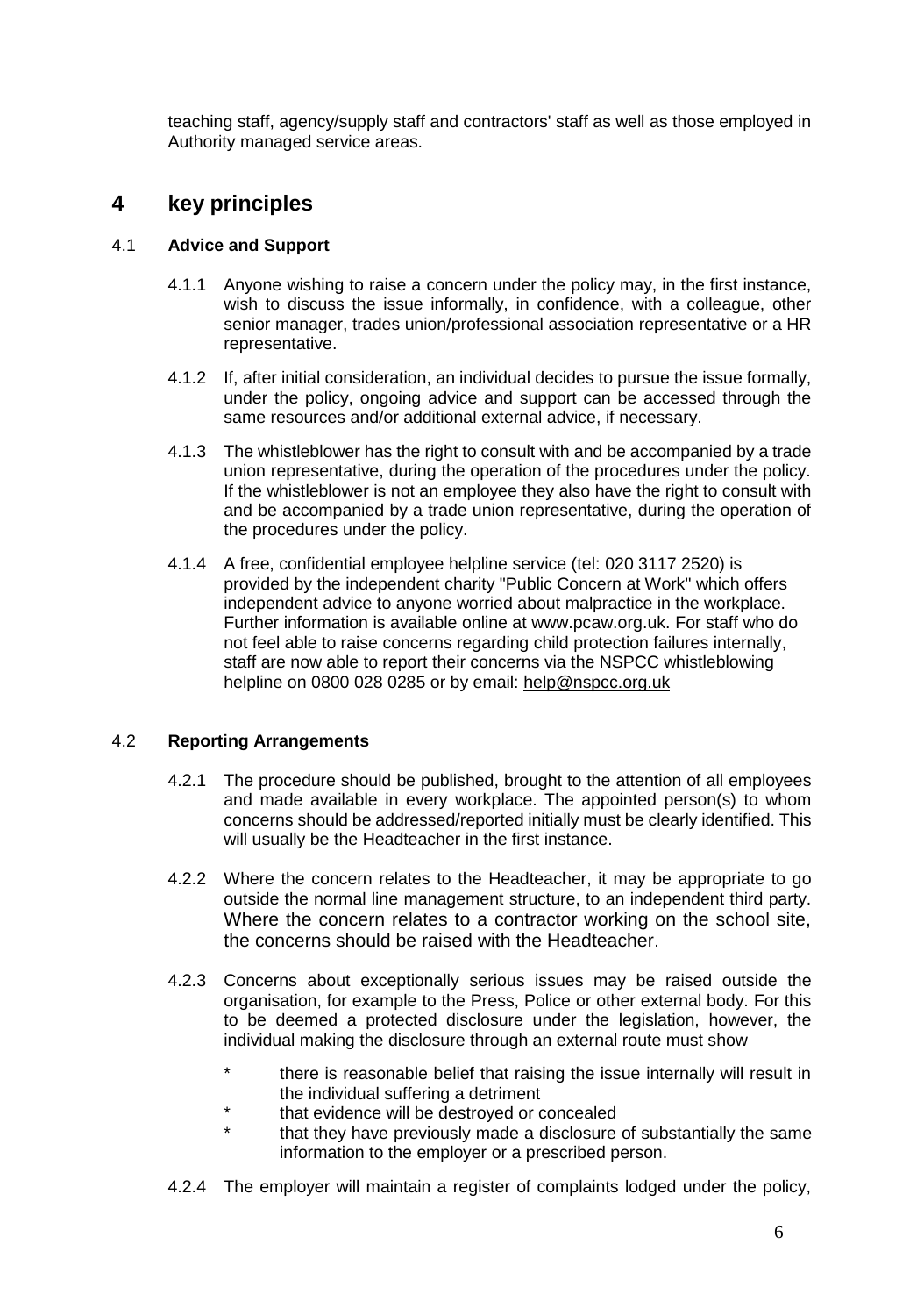teaching staff, agency/supply staff and contractors' staff as well as those employed in Authority managed service areas.

## 4 key principles

### 4.1 **Advice and Support**

4.1.1 Anyone wishing to raise a concern under the policy may, in the first instance, wish to discuss the issue informally, in confidence, with a colleague, other senior manager, trades union/professional association representative or a HR representative.

4.1.2 If, after initial consideration, an individual decides to pursue the issue formally, under the policy, ongoing advice and support can be accessed through the same resources and/or additional external advice, if necessary.

4.1.3 The whistleblower has the right to consult with and be accompanied by a trade union representative, during the operation of the procedures under the policy. If the whistleblower is not an employee they also have the right to consult with and be accompanied by a trade union representative, during the operation of the procedures under the policy.

4.1.4 A free, confidential employee helpline service (tel: 020 3117 2520) is provided by the independent charity "Public Concern at Work" which offers independent advice to anyone worried about malpractice in the workplace. Further information is available online at www.pcaw.org.uk. For staff who do not feel able to raise concerns regarding child protection failures internally, staff are now able to report their concerns via the NSPCC whistleblowing helpline on 0800 028 0285 or by email: help@nspcc.org.uk

### 4.2 **Reporting Arrangements**

4.2.1 The procedure should be published, brought to the attention of all employees and made available in every workplace. The appointed person(s) to whom concerns should be addressed/reported initially must be clearly identified. This will usually be the Headteacher in the first instance.

4.2.2 Where the concern relates to the Headteacher, it may be appropriate to go outside the normal line management structure, to an independent third party. Where the concern relates to a contractor working on the school site, the concerns should be raised with the Headteacher.

4.2.3 Concerns about exceptionally serious issues may be raised outside the organisation, for example to the Press, Police or other external body. For this to be deemed a protected disclosure under the legislation, however, the individual making the disclosure through an external route must show

* there is reasonable belief that raising the issue internally will result in the individual suffering a detriment
* that evidence will be destroyed or concealed
* that they have previously made a disclosure of substantially the same information to the employer or a prescribed person.

4.2.4 The employer will maintain a register of complaints lodged under the policy,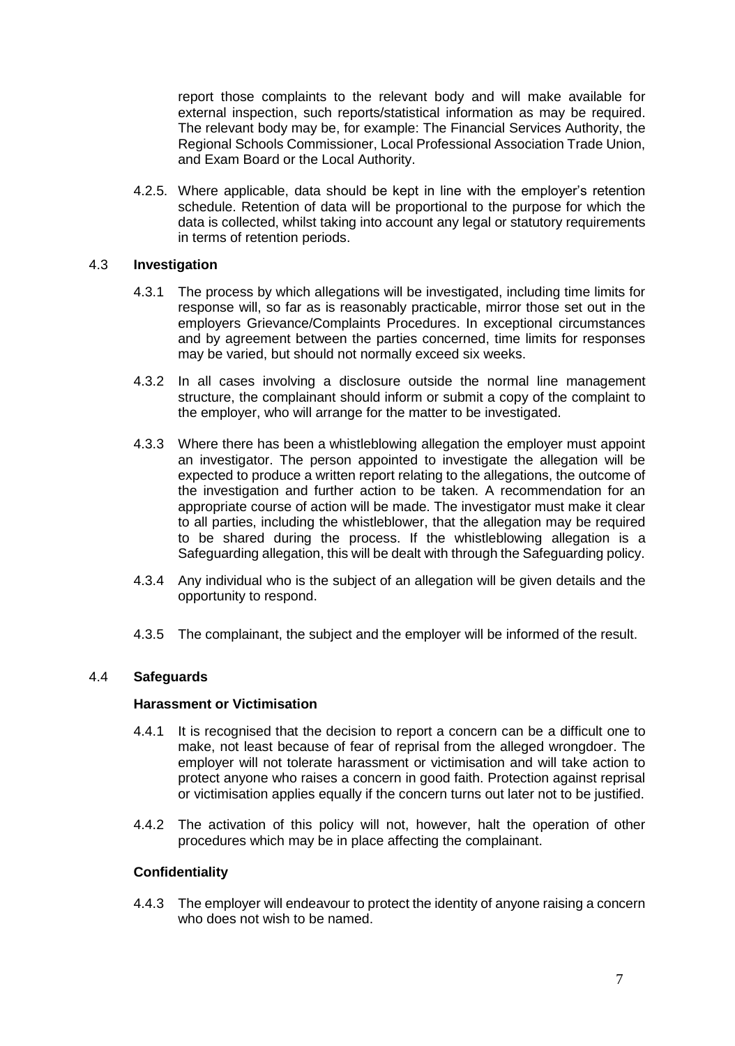report those complaints to the relevant body and will make available for external inspection, such reports/statistical information as may be required. The relevant body may be, for example: The Financial Services Authority, the Regional Schools Commissioner, Local Professional Association Trade Union, and Exam Board or the Local Authority.

4.2.5. Where applicable, data should be kept in line with the employer's retention schedule. Retention of data will be proportional to the purpose for which the data is collected, whilst taking into account any legal or statutory requirements in terms of retention periods.

### 4.3 **Investigation**

4.3.1 The process by which allegations will be investigated, including time limits for response will, so far as is reasonably practicable, mirror those set out in the employers Grievance/Complaints Procedures. In exceptional circumstances and by agreement between the parties concerned, time limits for responses may be varied, but should not normally exceed six weeks.

4.3.2 In all cases involving a disclosure outside the normal line management structure, the complainant should inform or submit a copy of the complaint to the employer, who will arrange for the matter to be investigated.

4.3.3 Where there has been a whistleblowing allegation the employer must appoint an investigator. The person appointed to investigate the allegation will be expected to produce a written report relating to the allegations, the outcome of the investigation and further action to be taken. A recommendation for an appropriate course of action will be made. The investigator must make it clear to all parties, including the whistleblower, that the allegation may be required to be shared during the process. If the whistleblowing allegation is a Safeguarding allegation, this will be dealt with through the Safeguarding policy.

4.3.4 Any individual who is the subject of an allegation will be given details and the opportunity to respond.

4.3.5 The complainant, the subject and the employer will be informed of the result.

### 4.4 **Safeguards**

**Harassment or Victimisation**

4.4.1 It is recognised that the decision to report a concern can be a difficult one to make, not least because of fear of reprisal from the alleged wrongdoer. The employer will not tolerate harassment or victimisation and will take action to protect anyone who raises a concern in good faith. Protection against reprisal or victimisation applies equally if the concern turns out later not to be justified.

4.4.2 The activation of this policy will not, however, halt the operation of other procedures which may be in place affecting the complainant.

**Confidentiality**

4.4.3 The employer will endeavour to protect the identity of anyone raising a concern who does not wish to be named.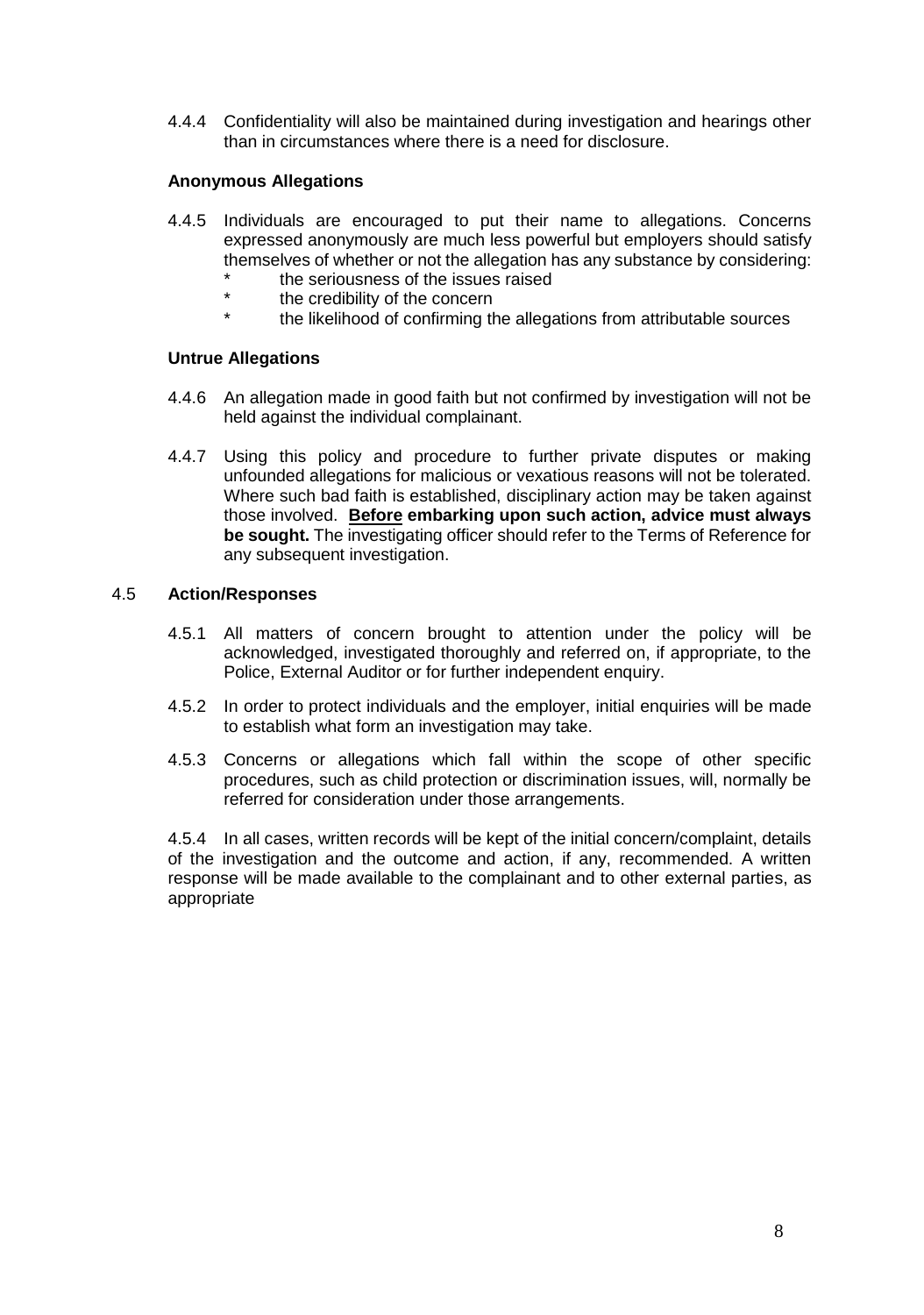4.4.4 Confidentiality will also be maintained during investigation and hearings other than in circumstances where there is a need for disclosure.

**Anonymous Allegations**

4.4.5 Individuals are encouraged to put their name to allegations. Concerns expressed anonymously are much less powerful but employers should satisfy themselves of whether or not the allegation has any substance by considering:

- the seriousness of the issues raised
- the credibility of the concern
- the likelihood of confirming the allegations from attributable sources

**Untrue Allegations**

4.4.6 An allegation made in good faith but not confirmed by investigation will not be held against the individual complainant.

4.4.7 Using this policy and procedure to further private disputes or making unfounded allegations for malicious or vexatious reasons will not be tolerated. Where such bad faith is established, disciplinary action may be taken against those involved. **<u>Before</u> embarking upon such action, advice must always be sought.** The investigating officer should refer to the Terms of Reference for any subsequent investigation.

4.5 **Action/Responses**

4.5.1 All matters of concern brought to attention under the policy will be acknowledged, investigated thoroughly and referred on, if appropriate, to the Police, External Auditor or for further independent enquiry.

4.5.2 In order to protect individuals and the employer, initial enquiries will be made to establish what form an investigation may take.

4.5.3 Concerns or allegations which fall within the scope of other specific procedures, such as child protection or discrimination issues, will, normally be referred for consideration under those arrangements.

4.5.4 In all cases, written records will be kept of the initial concern/complaint, details of the investigation and the outcome and action, if any, recommended. A written response will be made available to the complainant and to other external parties, as appropriate